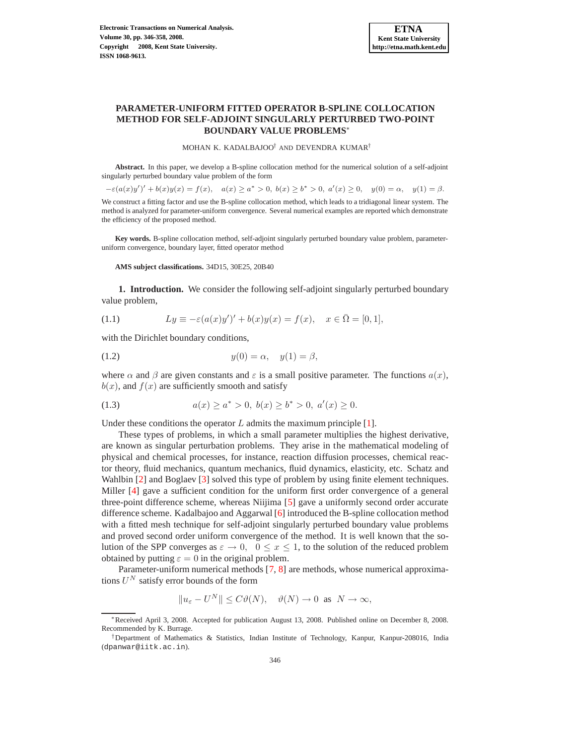# PARAMETER-UNIFORM FITTED OPERATOR B-SPLINE COLLOCATION METHOD FOR SELF-ADJOINT SINGULARLY PERTURBED TWO-POINT BOUNDARY VALUE PROBLEMS*

MOHAN K. KADALBAJOO† AND DEVENDRA KUMAR†

**Abstract.** In this paper, we develop a B-spline collocation method for the numerical solution of a self-adjoint singularly perturbed boundary value problem of the form

$$-\varepsilon(a(x)y')' + b(x)y(x) = f(x), \quad a(x) \geq a^* > 0,\ b(x) \geq b^* > 0,\ a'(x) \geq 0, \quad y(0) = \alpha, \quad y(1) = \beta.$$

We construct a fitting factor and use the B-spline collocation method, which leads to a tridiagonal linear system. The method is analyzed for parameter-uniform convergence. Several numerical examples are reported which demonstrate the efficiency of the proposed method.

**Key words.** B-spline collocation method, self-adjoint singularly perturbed boundary value problem, parameter-uniform convergence, boundary layer, fitted operator method

**AMS subject classifications.** 34D15, 30E25, 20B40

## 1. Introduction.

We consider the following self-adjoint singularly perturbed boundary value problem,

$$Ly \equiv -\varepsilon(a(x)y')' + b(x)y(x) = f(x), \quad x \in \bar{\Omega} = [0, 1], \tag{1.1}$$

with the Dirichlet boundary conditions,

$$y(0) = \alpha, \quad y(1) = \beta, \tag{1.2}$$

where $\alpha$ and $\beta$ are given constants and $\varepsilon$ is a small positive parameter. The functions $a(x)$, $b(x)$, and $f(x)$ are sufficiently smooth and satisfy

$$a(x) \geq a^* > 0,\ b(x) \geq b^* > 0,\ a'(x) \geq 0. \tag{1.3}$$

Under these conditions the operator $L$ admits the maximum principle [1].

These types of problems, in which a small parameter multiplies the highest derivative, are known as singular perturbation problems. They arise in the mathematical modeling of physical and chemical processes, for instance, reaction diffusion processes, chemical reactor theory, fluid mechanics, quantum mechanics, fluid dynamics, elasticity, etc. Schatz and Wahlbin [2] and Boglaev [3] solved this type of problem by using finite element techniques. Miller [4] gave a sufficient condition for the uniform first order convergence of a general three-point difference scheme, whereas Niijima [5] gave a uniformly second order accurate difference scheme. Kadalbajoo and Aggarwal [6] introduced the B-spline collocation method with a fitted mesh technique for self-adjoint singularly perturbed boundary value problems and proved second order uniform convergence of the method. It is well known that the solution of the SPP converges as $\varepsilon \to 0$, $0 \leq x \leq 1$, to the solution of the reduced problem obtained by putting $\varepsilon = 0$ in the original problem.

Parameter-uniform numerical methods [7, 8] are methods, whose numerical approximations $U^N$ satisfy error bounds of the form

$$\|u_\varepsilon - U^N\| \leq C\vartheta(N), \quad \vartheta(N) \to 0 \text{ as } N \to \infty,$$

*Received April 3, 2008. Accepted for publication August 13, 2008. Published online on December 8, 2008. Recommended by K. Burrage.

†Department of Mathematics & Statistics, Indian Institute of Technology, Kanpur, Kanpur-208016, India (dpanwar@iitk.ac.in).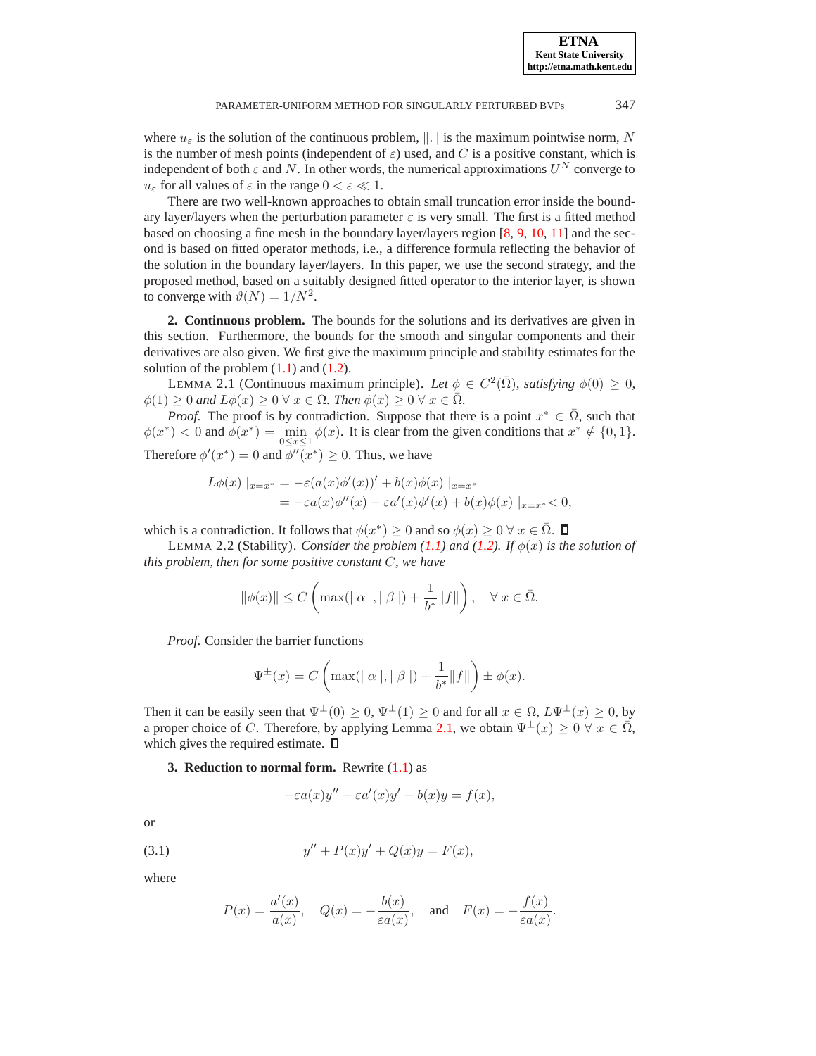where $u_\varepsilon$ is the solution of the continuous problem, $\|.\|$ is the maximum pointwise norm, $N$ is the number of mesh points (independent of $\varepsilon$) used, and $C$ is a positive constant, which is independent of both $\varepsilon$ and $N$. In other words, the numerical approximations $U^N$ converge to $u_\varepsilon$ for all values of $\varepsilon$ in the range $0 < \varepsilon \ll 1$.

There are two well-known approaches to obtain small truncation error inside the boundary layer/layers when the perturbation parameter $\varepsilon$ is very small. The first is a fitted method based on choosing a fine mesh in the boundary layer/layers region [8, 9, 10, 11] and the second is based on fitted operator methods, i.e., a difference formula reflecting the behavior of the solution in the boundary layer/layers. In this paper, we use the second strategy, and the proposed method, based on a suitably designed fitted operator to the interior layer, is shown to converge with $\vartheta(N) = 1/N^2$.

**2. Continuous problem.** The bounds for the solutions and its derivatives are given in this section. Furthermore, the bounds for the smooth and singular components and their derivatives are also given. We first give the maximum principle and stability estimates for the solution of the problem (1.1) and (1.2).

LEMMA 2.1 (Continuous maximum principle). *Let $\phi \in C^2(\bar{\Omega})$, satisfying $\phi(0) \geq 0$, $\phi(1) \geq 0$ and $L\phi(x) \geq 0 \; \forall \; x \in \Omega$. Then $\phi(x) \geq 0 \; \forall \; x \in \bar{\Omega}$.*

*Proof.* The proof is by contradiction. Suppose that there is a point $x^* \in \bar{\Omega}$, such that $\phi(x^*) < 0$ and $\phi(x^*) = \min\limits_{0 \leq x \leq 1} \phi(x)$. It is clear from the given conditions that $x^* \notin \{0, 1\}$. Therefore $\phi'(x^*) = 0$ and $\phi''(x^*) \geq 0$. Thus, we have

$$
\begin{aligned}
L\phi(x) \mid_{x=x^*} &= -\varepsilon(a(x)\phi'(x))' + b(x)\phi(x) \mid_{x=x^*} \\
&= -\varepsilon a(x)\phi''(x) - \varepsilon a'(x)\phi'(x) + b(x)\phi(x) \mid_{x=x^*} < 0,
\end{aligned}
$$

which is a contradiction. It follows that $\phi(x^*) \geq 0$ and so $\phi(x) \geq 0 \; \forall \; x \in \bar{\Omega}$. $\square$

LEMMA 2.2 (Stability). *Consider the problem (1.1) and (1.2). If $\phi(x)$ is the solution of this problem, then for some positive constant $C$, we have*

$$
\|\phi(x)\| \leq C \left( \max(\mid \alpha \mid, \mid \beta \mid) + \frac{1}{b^*}\|f\| \right), \quad \forall \; x \in \bar{\Omega}.
$$

*Proof.* Consider the barrier functions

$$
\Psi^{\pm}(x) = C \left( \max(\mid \alpha \mid, \mid \beta \mid) + \frac{1}{b^*}\|f\| \right) \pm \phi(x).
$$

Then it can be easily seen that $\Psi^{\pm}(0) \geq 0$, $\Psi^{\pm}(1) \geq 0$ and for all $x \in \Omega$, $L\Psi^{\pm}(x) \geq 0$, by a proper choice of $C$. Therefore, by applying Lemma 2.1, we obtain $\Psi^{\pm}(x) \geq 0 \; \forall \; x \in \bar{\Omega}$, which gives the required estimate. $\square$

**3. Reduction to normal form.** Rewrite (1.1) as

$$
-\varepsilon a(x)y'' - \varepsilon a'(x)y' + b(x)y = f(x),
$$

or

$$
y'' + P(x)y' + Q(x)y = F(x), \tag{3.1}
$$

where

$$
P(x) = \frac{a'(x)}{a(x)}, \quad Q(x) = -\frac{b(x)}{\varepsilon a(x)}, \quad \text{and} \quad F(x) = -\frac{f(x)}{\varepsilon a(x)}.
$$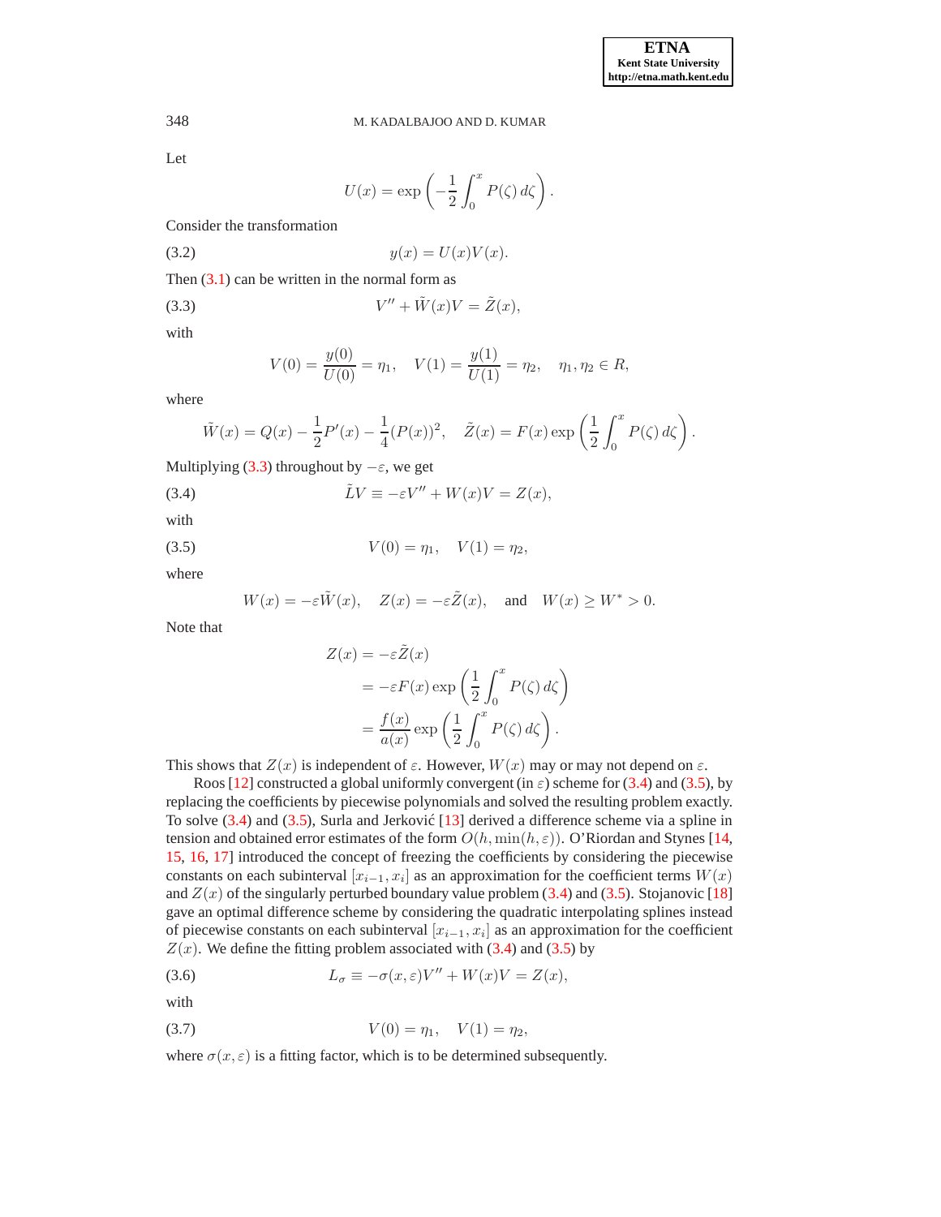Let

$$U(x) = \exp\left(-\frac{1}{2}\int_0^x P(\zeta)\,d\zeta\right).$$

Consider the transformation

$$y(x) = U(x)V(x). \tag{3.2}$$

Then (3.1) can be written in the normal form as

$$V'' + \tilde{W}(x)V = \tilde{Z}(x), \tag{3.3}$$

with

$$V(0) = \frac{y(0)}{U(0)} = \eta_1, \quad V(1) = \frac{y(1)}{U(1)} = \eta_2, \quad \eta_1, \eta_2 \in R,$$

where

$$\tilde{W}(x) = Q(x) - \frac{1}{2}P'(x) - \frac{1}{4}(P(x))^2, \quad \tilde{Z}(x) = F(x)\exp\left(\frac{1}{2}\int_0^x P(\zeta)\,d\zeta\right).$$

Multiplying (3.3) throughout by $-\varepsilon$, we get

$$\tilde{L}V \equiv -\varepsilon V'' + W(x)V = Z(x), \tag{3.4}$$

with

$$V(0) = \eta_1, \quad V(1) = \eta_2, \tag{3.5}$$

where

$$W(x) = -\varepsilon\tilde{W}(x), \quad Z(x) = -\varepsilon\tilde{Z}(x), \quad \text{and} \quad W(x) \geq W^* > 0.$$

Note that

$$\begin{aligned} Z(x) &= -\varepsilon\tilde{Z}(x) \\ &= -\varepsilon F(x)\exp\left(\frac{1}{2}\int_0^x P(\zeta)\,d\zeta\right) \\ &= \frac{f(x)}{a(x)}\exp\left(\frac{1}{2}\int_0^x P(\zeta)\,d\zeta\right). \end{aligned}$$

This shows that $Z(x)$ is independent of $\varepsilon$. However, $W(x)$ may or may not depend on $\varepsilon$.

Roos [12] constructed a global uniformly convergent (in $\varepsilon$) scheme for (3.4) and (3.5), by replacing the coefficients by piecewise polynomials and solved the resulting problem exactly. To solve (3.4) and (3.5), Surla and Jerković [13] derived a difference scheme via a spline in tension and obtained error estimates of the form $O(h, \min(h, \varepsilon))$. O'Riordan and Stynes [14, 15, 16, 17] introduced the concept of freezing the coefficients by considering the piecewise constants on each subinterval $[x_{i-1}, x_i]$ as an approximation for the coefficient terms $W(x)$ and $Z(x)$ of the singularly perturbed boundary value problem (3.4) and (3.5). Stojanovic [18] gave an optimal difference scheme by considering the quadratic interpolating splines instead of piecewise constants on each subinterval $[x_{i-1}, x_i]$ as an approximation for the coefficient $Z(x)$. We define the fitting problem associated with (3.4) and (3.5) by

$$L_\sigma \equiv -\sigma(x,\varepsilon)V'' + W(x)V = Z(x), \tag{3.6}$$

with

$$V(0) = \eta_1, \quad V(1) = \eta_2, \tag{3.7}$$

where $\sigma(x, \varepsilon)$ is a fitting factor, which is to be determined subsequently.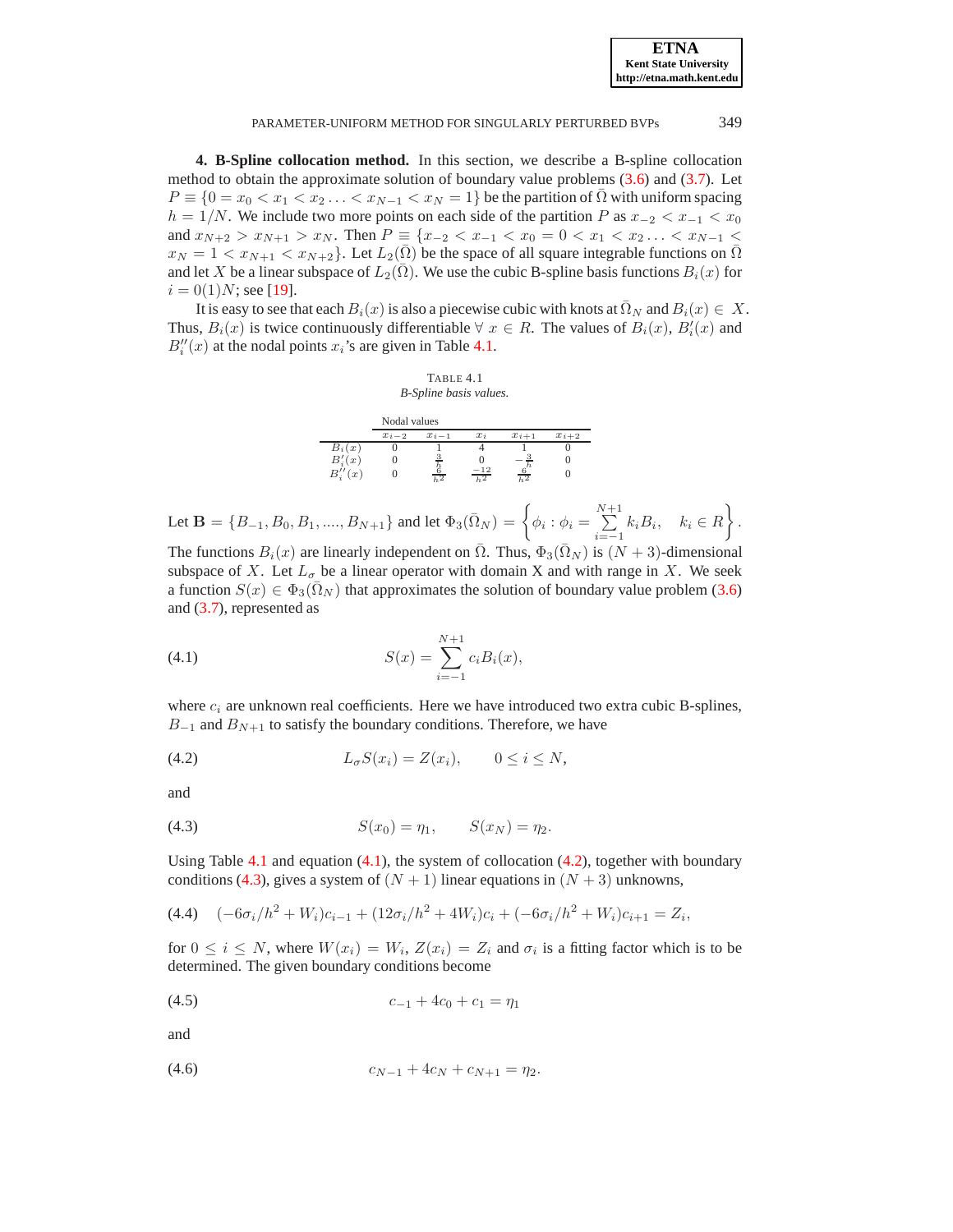**4. B-Spline collocation method.** In this section, we describe a B-spline collocation method to obtain the approximate solution of boundary value problems (3.6) and (3.7). Let $P \equiv \{0 = x_0 < x_1 < x_2 \ldots < x_{N-1} < x_N = 1\}$ be the partition of $\bar{\Omega}$ with uniform spacing $h = 1/N$. We include two more points on each side of the partition $P$ as $x_{-2} < x_{-1} < x_0$ and $x_{N+2} > x_{N+1} > x_N$. Then $P \equiv \{x_{-2} < x_{-1} < x_0 = 0 < x_1 < x_2 \ldots < x_{N-1} < x_N = 1 < x_{N+1} < x_{N+2}\}$. Let $L_2(\bar{\Omega})$ be the space of all square integrable functions on $\bar{\Omega}$ and let $X$ be a linear subspace of $L_2(\bar{\Omega})$. We use the cubic B-spline basis functions $B_i(x)$ for $i = 0(1)N$; see [19].

It is easy to see that each $B_i(x)$ is also a piecewise cubic with knots at $\bar{\Omega}_N$ and $B_i(x) \in X$. Thus, $B_i(x)$ is twice continuously differentiable $\forall\ x \in R$. The values of $B_i(x)$, $B_i'(x)$ and $B_i''(x)$ at the nodal points $x_i$'s are given in Table 4.1.

TABLE 4.1
*B-Spline basis values.*

| | Nodal values | | | | |
|---|---|---|---|---|---|
| | $x_{i-2}$ | $x_{i-1}$ | $x_i$ | $x_{i+1}$ | $x_{i+2}$ |
| $B_i(x)$ | 0 | 1 | 4 | 1 | 0 |
| $B_i'(x)$ | 0 | $\frac{3}{h}$ | 0 | $-\frac{3}{h}$ | 0 |
| $B_i''(x)$ | 0 | $\frac{6}{h^2}$ | $\frac{-12}{h^2}$ | $\frac{6}{h^2}$ | 0 |

Let $\mathbf{B} = \{B_{-1}, B_0, B_1, ...., B_{N+1}\}$ and let $\Phi_3(\bar{\Omega}_N) = \left\{\phi_i : \phi_i = \sum\limits_{i=-1}^{N+1} k_i B_i, \quad k_i \in R\right\}$. The functions $B_i(x)$ are linearly independent on $\bar{\Omega}$. Thus, $\Phi_3(\bar{\Omega}_N)$ is $(N+3)$-dimensional subspace of $X$. Let $L_\sigma$ be a linear operator with domain X and with range in $X$. We seek a function $S(x) \in \Phi_3(\bar{\Omega}_N)$ that approximates the solution of boundary value problem (3.6) and (3.7), represented as

$$S(x) = \sum_{i=-1}^{N+1} c_i B_i(x), \tag{4.1}$$

where $c_i$ are unknown real coefficients. Here we have introduced two extra cubic B-splines, $B_{-1}$ and $B_{N+1}$ to satisfy the boundary conditions. Therefore, we have

$$L_\sigma S(x_i) = Z(x_i), \qquad 0 \le i \le N, \tag{4.2}$$

and

$$S(x_0) = \eta_1, \qquad S(x_N) = \eta_2. \tag{4.3}$$

Using Table 4.1 and equation (4.1), the system of collocation (4.2), together with boundary conditions (4.3), gives a system of $(N+1)$ linear equations in $(N+3)$ unknowns,

$$(-6\sigma_i/h^2 + W_i)c_{i-1} + (12\sigma_i/h^2 + 4W_i)c_i + (-6\sigma_i/h^2 + W_i)c_{i+1} = Z_i, \tag{4.4}$$

for $0 \le i \le N$, where $W(x_i) = W_i$, $Z(x_i) = Z_i$ and $\sigma_i$ is a fitting factor which is to be determined. The given boundary conditions become

$$c_{-1} + 4c_0 + c_1 = \eta_1 \tag{4.5}$$

and

$$c_{N-1} + 4c_N + c_{N+1} = \eta_2. \tag{4.6}$$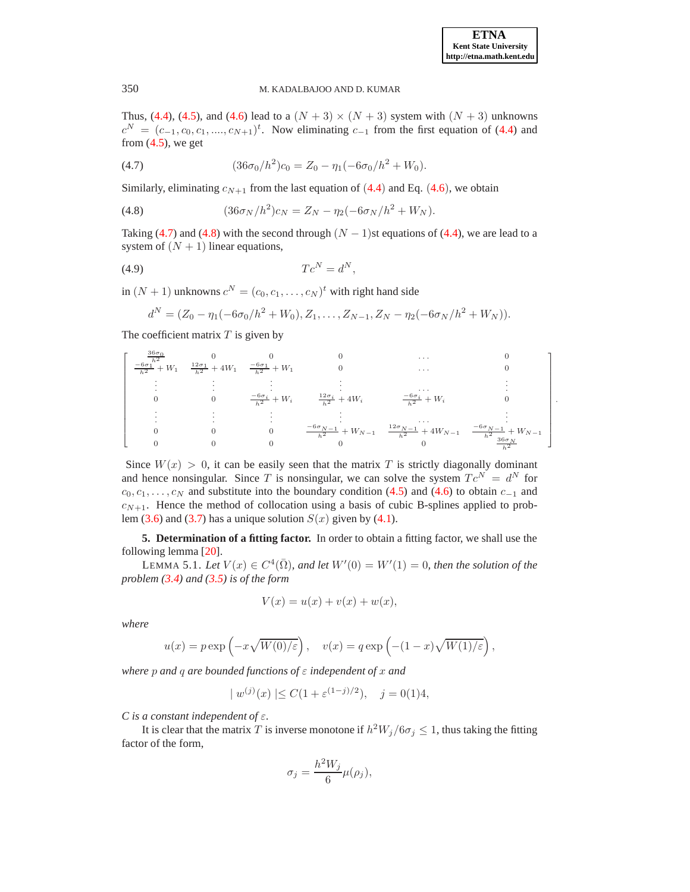Thus, (4.4), (4.5), and (4.6) lead to a $(N+3) \times (N+3)$ system with $(N+3)$ unknowns $c^N = (c_{-1}, c_0, c_1, ...., c_{N+1})^t$. Now eliminating $c_{-1}$ from the first equation of (4.4) and from (4.5), we get

$$(36\sigma_0/h^2)c_0 = Z_0 - \eta_1(-6\sigma_0/h^2 + W_0). \tag{4.7}$$

Similarly, eliminating $c_{N+1}$ from the last equation of (4.4) and Eq. (4.6), we obtain

$$(36\sigma_N/h^2)c_N = Z_N - \eta_2(-6\sigma_N/h^2 + W_N). \tag{4.8}$$

Taking (4.7) and (4.8) with the second through $(N-1)$st equations of (4.4), we are lead to a system of $(N+1)$ linear equations,

$$Tc^N = d^N, \tag{4.9}$$

in $(N+1)$ unknowns $c^N = (c_0, c_1, \ldots, c_N)^t$ with right hand side

$$d^N = (Z_0 - \eta_1(-6\sigma_0/h^2 + W_0), Z_1, \ldots, Z_{N-1}, Z_N - \eta_2(-6\sigma_N/h^2 + W_N)).$$

The coefficient matrix $T$ is given by

$$\begin{bmatrix}
\frac{36\sigma_0}{h^2} & 0 & 0 & 0 & \ldots & 0 \\
\frac{-6\sigma_1}{h^2} + W_1 & \frac{12\sigma_1}{h^2} + 4W_1 & \frac{-6\sigma_1}{h^2} + W_1 & 0 & \ldots & 0 \\
\vdots & \vdots & \vdots & \vdots & \ldots & \vdots \\
0 & 0 & \frac{-6\sigma_i}{h^2} + W_i & \frac{12\sigma_i}{h^2} + 4W_i & \frac{-6\sigma_i}{h^2} + W_i & 0 \\
\vdots & \vdots & \vdots & \vdots & \ldots & \vdots \\
0 & 0 & 0 & \frac{-6\sigma_{N-1}}{h^2} + W_{N-1} & \frac{12\sigma_{N-1}}{h^2} + 4W_{N-1} & \frac{-6\sigma_{N-1}}{h^2} + W_{N-1} \\
0 & 0 & 0 & 0 & 0 & \frac{36\sigma_N}{h^2}
\end{bmatrix}.$$

Since $W(x) > 0$, it can be easily seen that the matrix $T$ is strictly diagonally dominant and hence nonsingular. Since $T$ is nonsingular, we can solve the system $Tc^N = d^N$ for $c_0, c_1, \ldots, c_N$ and substitute into the boundary condition (4.5) and (4.6) to obtain $c_{-1}$ and $c_{N+1}$. Hence the method of collocation using a basis of cubic B-splines applied to problem (3.6) and (3.7) has a unique solution $S(x)$ given by (4.1).

**5. Determination of a fitting factor.** In order to obtain a fitting factor, we shall use the following lemma [20].

LEMMA 5.1. *Let $V(x) \in C^4(\bar{\Omega})$, and let $W'(0) = W'(1) = 0$, then the solution of the problem (3.4) and (3.5) is of the form*

$$V(x) = u(x) + v(x) + w(x),$$

*where*

$$u(x) = p \exp\left(-x\sqrt{W(0)/\varepsilon}\right), \quad v(x) = q \exp\left(-(1-x)\sqrt{W(1)/\varepsilon}\right),$$

*where $p$ and $q$ are bounded functions of $\varepsilon$ independent of $x$ and*

$$| w^{(j)}(x) | \leq C(1 + \varepsilon^{(1-j)/2}), \quad j = 0(1)4,$$

*$C$ is a constant independent of $\varepsilon$.*

It is clear that the matrix $T$ is inverse monotone if $h^2 W_j / 6\sigma_j \leq 1$, thus taking the fitting factor of the form,

$$\sigma_j = \frac{h^2 W_j}{6}\mu(\rho_j),$$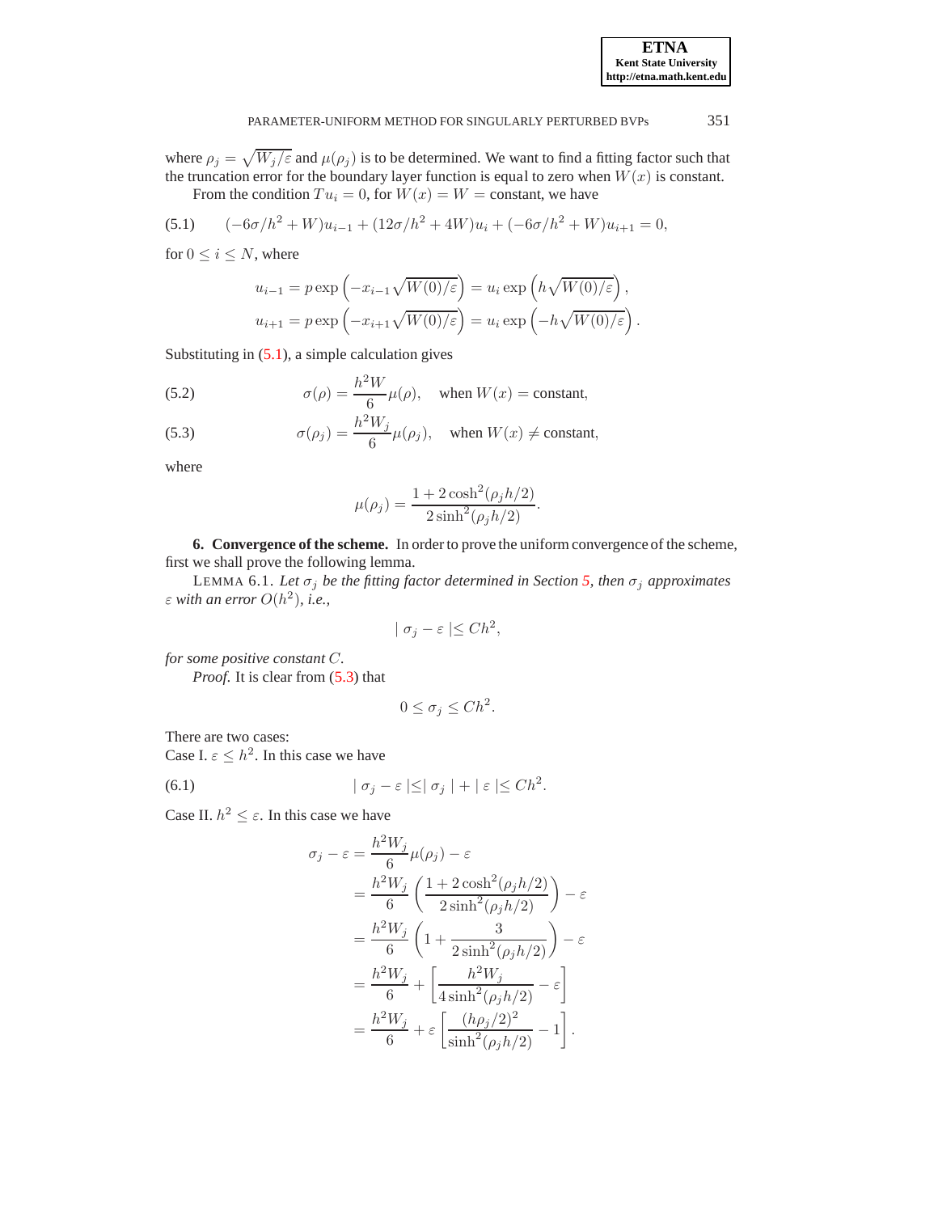where $\rho_j = \sqrt{W_j/\varepsilon}$ and $\mu(\rho_j)$ is to be determined. We want to find a fitting factor such that the truncation error for the boundary layer function is equal to zero when $W(x)$ is constant.

From the condition $Tu_i = 0$, for $W(x) = W =$ constant, we have

$$(-6\sigma/h^2 + W)u_{i-1} + (12\sigma/h^2 + 4W)u_i + (-6\sigma/h^2 + W)u_{i+1} = 0, \tag{5.1}$$

for $0 \leq i \leq N$, where

$$u_{i-1} = p\exp\left(-x_{i-1}\sqrt{W(0)/\varepsilon}\right) = u_i \exp\left(h\sqrt{W(0)/\varepsilon}\right),$$
$$u_{i+1} = p\exp\left(-x_{i+1}\sqrt{W(0)/\varepsilon}\right) = u_i \exp\left(-h\sqrt{W(0)/\varepsilon}\right).$$

Substituting in (5.1), a simple calculation gives

$$\sigma(\rho) = \frac{h^2 W}{6}\mu(\rho), \quad \text{when } W(x) = \text{constant}, \tag{5.2}$$

$$\sigma(\rho_j) = \frac{h^2 W_j}{6}\mu(\rho_j), \quad \text{when } W(x) \neq \text{constant}, \tag{5.3}$$

where

$$\mu(\rho_j) = \frac{1 + 2\cosh^2(\rho_j h/2)}{2\sinh^2(\rho_j h/2)}.$$

## 6. Convergence of the scheme.

In order to prove the uniform convergence of the scheme, first we shall prove the following lemma.

LEMMA 6.1. *Let $\sigma_j$ be the fitting factor determined in Section 5, then $\sigma_j$ approximates $\varepsilon$ with an error $O(h^2)$, i.e.,*

$$|\sigma_j - \varepsilon| \leq Ch^2,$$

*for some positive constant $C$.*

*Proof.* It is clear from (5.3) that

$$0 \leq \sigma_j \leq Ch^2.$$

There are two cases:
Case I. $\varepsilon \leq h^2$. In this case we have

$$|\sigma_j - \varepsilon| \leq |\sigma_j| + |\varepsilon| \leq Ch^2. \tag{6.1}$$

Case II. $h^2 \leq \varepsilon$. In this case we have

$$\begin{aligned}
\sigma_j - \varepsilon &= \frac{h^2 W_j}{6}\mu(\rho_j) - \varepsilon \\
&= \frac{h^2 W_j}{6}\left(\frac{1 + 2\cosh^2(\rho_j h/2)}{2\sinh^2(\rho_j h/2)}\right) - \varepsilon \\
&= \frac{h^2 W_j}{6}\left(1 + \frac{3}{2\sinh^2(\rho_j h/2)}\right) - \varepsilon \\
&= \frac{h^2 W_j}{6} + \left[\frac{h^2 W_j}{4\sinh^2(\rho_j h/2)} - \varepsilon\right] \\
&= \frac{h^2 W_j}{6} + \varepsilon\left[\frac{(h\rho_j/2)^2}{\sinh^2(\rho_j h/2)} - 1\right].
\end{aligned}$$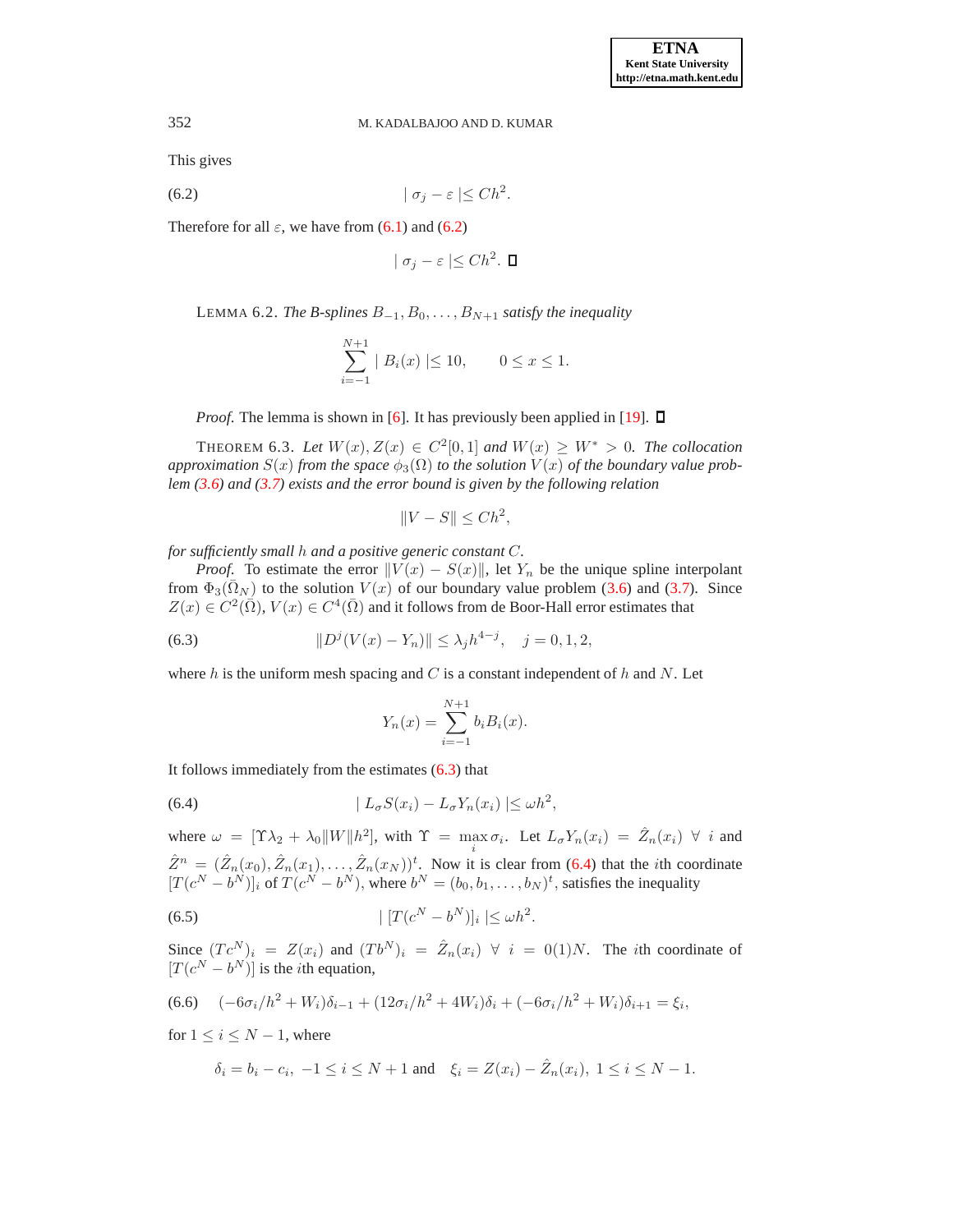This gives

$$| \sigma_j - \varepsilon | \le Ch^2. \tag{6.2}$$

Therefore for all $\varepsilon$, we have from (6.1) and (6.2)

$$| \sigma_j - \varepsilon | \le Ch^2. \quad \square$$

LEMMA 6.2. *The B-splines $B_{-1}, B_0, \ldots, B_{N+1}$ satisfy the inequality*

$$\sum_{i=-1}^{N+1} | B_i(x) | \le 10, \qquad 0 \le x \le 1.$$

*Proof.* The lemma is shown in [6]. It has previously been applied in [19]. $\square$

THEOREM 6.3. *Let $W(x), Z(x) \in C^2[0,1]$ and $W(x) \ge W^* > 0$. The collocation approximation $S(x)$ from the space $\phi_3(\Omega)$ to the solution $V(x)$ of the boundary value problem (3.6) and (3.7) exists and the error bound is given by the following relation*

$$\|V - S\| \le Ch^2,$$

*for sufficiently small $h$ and a positive generic constant $C$.*

*Proof.* To estimate the error $\|V(x) - S(x)\|$, let $Y_n$ be the unique spline interpolant from $\Phi_3(\bar{\Omega}_N)$ to the solution $V(x)$ of our boundary value problem (3.6) and (3.7). Since $Z(x) \in C^2(\bar{\Omega})$, $V(x) \in C^4(\bar{\Omega})$ and it follows from de Boor-Hall error estimates that

$$\|D^j(V(x) - Y_n)\| \le \lambda_j h^{4-j}, \quad j = 0, 1, 2, \tag{6.3}$$

where $h$ is the uniform mesh spacing and $C$ is a constant independent of $h$ and $N$. Let

$$Y_n(x) = \sum_{i=-1}^{N+1} b_i B_i(x).$$

It follows immediately from the estimates (6.3) that

$$| L_\sigma S(x_i) - L_\sigma Y_n(x_i) | \le \omega h^2, \tag{6.4}$$

where $\omega = [\Upsilon \lambda_2 + \lambda_0 \|W\| h^2]$, with $\Upsilon = \max_i \sigma_i$. Let $L_\sigma Y_n(x_i) = \hat{Z}_n(x_i) \ \forall \ i$ and $\hat{Z}^n = (\hat{Z}_n(x_0), \hat{Z}_n(x_1), \ldots, \hat{Z}_n(x_N))^t$. Now it is clear from (6.4) that the $i$th coordinate $[T(c^N - b^N)]_i$ of $T(c^N - b^N)$, where $b^N = (b_0, b_1, \ldots, b_N)^t$, satisfies the inequality

$$| [T(c^N - b^N)]_i | \le \omega h^2. \tag{6.5}$$

Since $(Tc^N)_i = Z(x_i)$ and $(Tb^N)_i = \hat{Z}_n(x_i) \ \forall \ i = 0(1)N$. The $i$th coordinate of $[T(c^N - b^N)]$ is the $i$th equation,

$$(-6\sigma_i/h^2 + W_i)\delta_{i-1} + (12\sigma_i/h^2 + 4W_i)\delta_i + (-6\sigma_i/h^2 + W_i)\delta_{i+1} = \xi_i, \tag{6.6}$$

for $1 \le i \le N-1$, where

$$\delta_i = b_i - c_i, \ -1 \le i \le N+1 \text{ and } \quad \xi_i = Z(x_i) - \hat{Z}_n(x_i), \ 1 \le i \le N-1.$$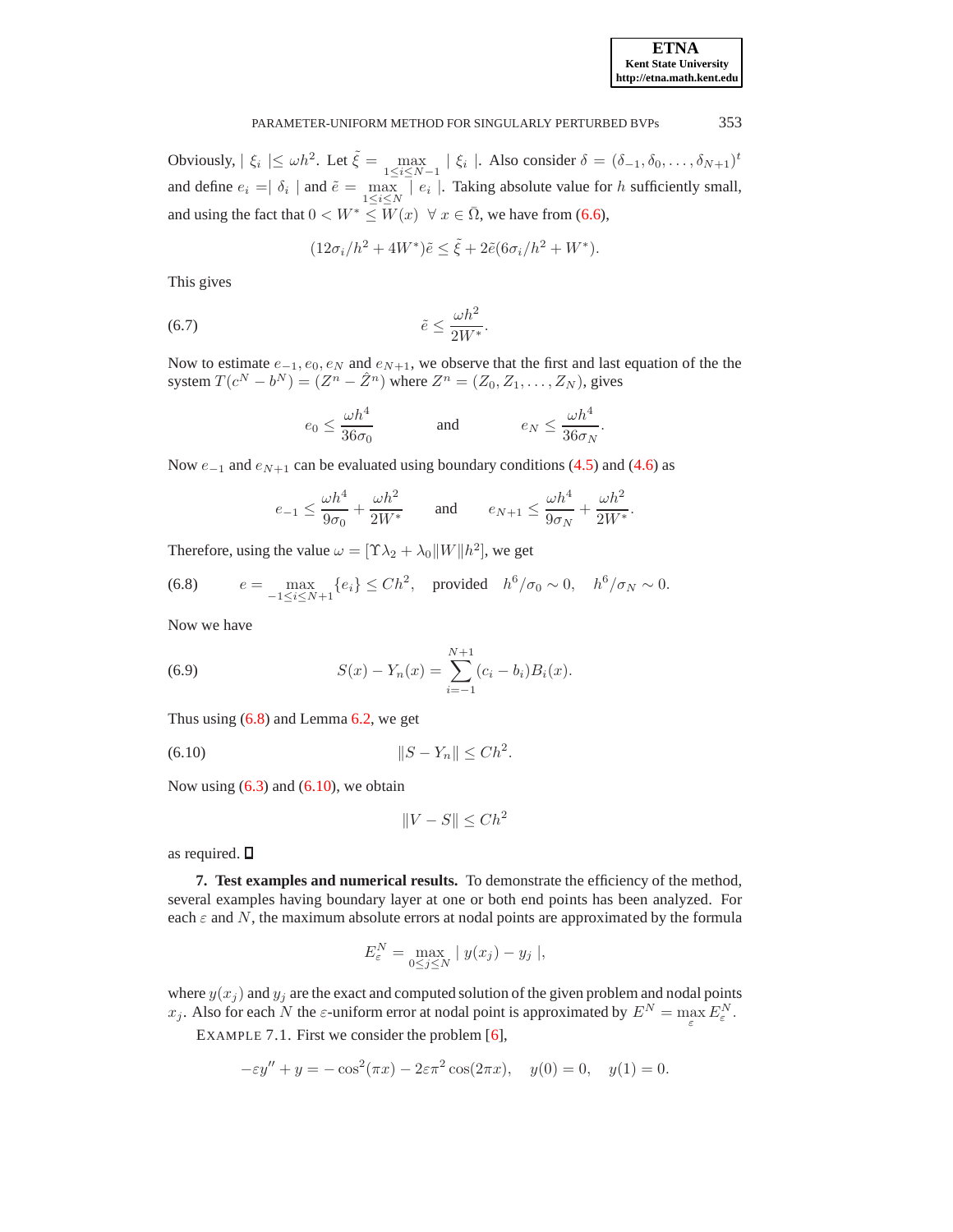Obviously, $|\ \xi_i\ | \leq \omega h^2$. Let $\tilde{\xi} = \max_{1 \leq i \leq N-1} |\ \xi_i\ |$. Also consider $\delta = (\delta_{-1}, \delta_0, \ldots, \delta_{N+1})^t$ and define $e_i = |\ \delta_i\ |$ and $\tilde{e} = \max_{1 \leq i \leq N} |\ e_i\ |$. Taking absolute value for $h$ sufficiently small, and using the fact that $0 < W^* \leq W(x)\ \ \forall\ x \in \bar{\Omega}$, we have from (6.6),

$$(12\sigma_i/h^2 + 4W^*)\tilde{e} \leq \tilde{\xi} + 2\tilde{e}(6\sigma_i/h^2 + W^*).$$

This gives

$$\tilde{e} \leq \frac{\omega h^2}{2W^*}. \tag{6.7}$$

Now to estimate $e_{-1}, e_0, e_N$ and $e_{N+1}$, we observe that the first and last equation of the the system $T(c^N - b^N) = (Z^n - \hat{Z}^n)$ where $Z^n = (Z_0, Z_1, \ldots, Z_N)$, gives

$$e_0 \leq \frac{\omega h^4}{36\sigma_0} \qquad \text{and} \qquad e_N \leq \frac{\omega h^4}{36\sigma_N}.$$

Now $e_{-1}$ and $e_{N+1}$ can be evaluated using boundary conditions (4.5) and (4.6) as

$$e_{-1} \leq \frac{\omega h^4}{9\sigma_0} + \frac{\omega h^2}{2W^*} \qquad \text{and} \qquad e_{N+1} \leq \frac{\omega h^4}{9\sigma_N} + \frac{\omega h^2}{2W^*}.$$

Therefore, using the value $\omega = [\Upsilon\lambda_2 + \lambda_0\|W\|h^2]$, we get

$$e = \max_{-1 \leq i \leq N+1}\{e_i\} \leq Ch^2, \quad \text{provided} \quad h^6/\sigma_0 \sim 0, \quad h^6/\sigma_N \sim 0. \tag{6.8}$$

Now we have

$$S(x) - Y_n(x) = \sum_{i=-1}^{N+1}(c_i - b_i)B_i(x). \tag{6.9}$$

Thus using (6.8) and Lemma 6.2, we get

$$\|S - Y_n\| \leq Ch^2. \tag{6.10}$$

Now using (6.3) and (6.10), we obtain

$$\|V - S\| \leq Ch^2$$

as required. ☐

**7. Test examples and numerical results.** To demonstrate the efficiency of the method, several examples having boundary layer at one or both end points has been analyzed. For each $\varepsilon$ and $N$, the maximum absolute errors at nodal points are approximated by the formula

$$E_\varepsilon^N = \max_{0 \leq j \leq N} |\ y(x_j) - y_j\ |,$$

where $y(x_j)$ and $y_j$ are the exact and computed solution of the given problem and nodal points $x_j$. Also for each $N$ the $\varepsilon$-uniform error at nodal point is approximated by $E^N = \max_{\varepsilon} E_\varepsilon^N$.

EXAMPLE 7.1. First we consider the problem [6],

$$-\varepsilon y'' + y = -\cos^2(\pi x) - 2\varepsilon\pi^2\cos(2\pi x), \quad y(0) = 0, \quad y(1) = 0.$$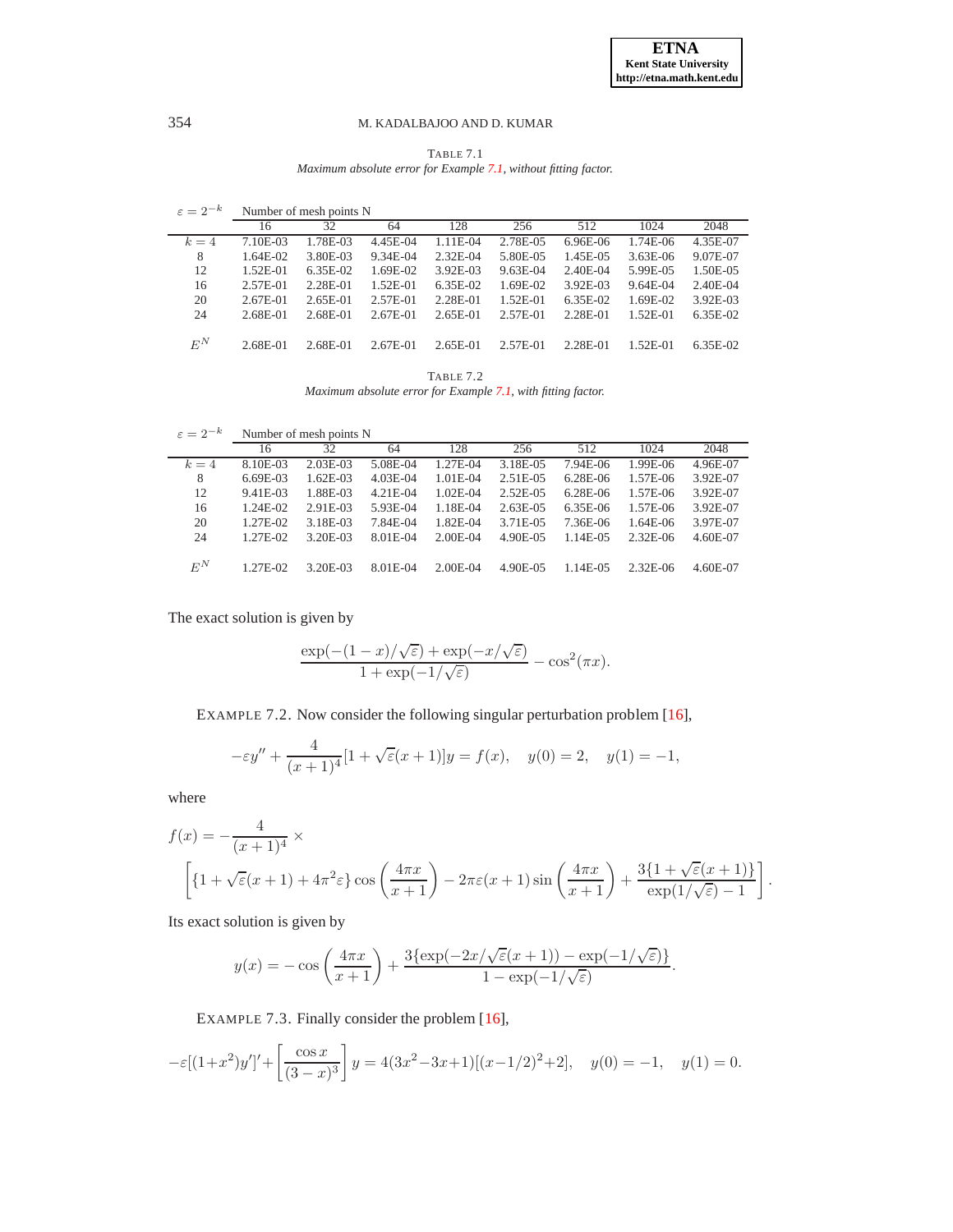TABLE 7.1
*Maximum absolute error for Example 7.1, without fitting factor.*

| $\varepsilon = 2^{-k}$ | Number of mesh points N | | | | | | | |
|---|---|---|---|---|---|---|---|---|
| | 16 | 32 | 64 | 128 | 256 | 512 | 1024 | 2048 |
| $k = 4$ | 7.10E-03 | 1.78E-03 | 4.45E-04 | 1.11E-04 | 2.78E-05 | 6.96E-06 | 1.74E-06 | 4.35E-07 |
| 8 | 1.64E-02 | 3.80E-03 | 9.34E-04 | 2.32E-04 | 5.80E-05 | 1.45E-05 | 3.63E-06 | 9.07E-07 |
| 12 | 1.52E-01 | 6.35E-02 | 1.69E-02 | 3.92E-03 | 9.63E-04 | 2.40E-04 | 5.99E-05 | 1.50E-05 |
| 16 | 2.57E-01 | 2.28E-01 | 1.52E-01 | 6.35E-02 | 1.69E-02 | 3.92E-03 | 9.64E-04 | 2.40E-04 |
| 20 | 2.67E-01 | 2.65E-01 | 2.57E-01 | 2.28E-01 | 1.52E-01 | 6.35E-02 | 1.69E-02 | 3.92E-03 |
| 24 | 2.68E-01 | 2.68E-01 | 2.67E-01 | 2.65E-01 | 2.57E-01 | 2.28E-01 | 1.52E-01 | 6.35E-02 |
| $E^N$ | 2.68E-01 | 2.68E-01 | 2.67E-01 | 2.65E-01 | 2.57E-01 | 2.28E-01 | 1.52E-01 | 6.35E-02 |

TABLE 7.2
*Maximum absolute error for Example 7.1, with fitting factor.*

| $\varepsilon = 2^{-k}$ | Number of mesh points N | | | | | | | |
|---|---|---|---|---|---|---|---|---|
| | 16 | 32 | 64 | 128 | 256 | 512 | 1024 | 2048 |
| $k = 4$ | 8.10E-03 | 2.03E-03 | 5.08E-04 | 1.27E-04 | 3.18E-05 | 7.94E-06 | 1.99E-06 | 4.96E-07 |
| 8 | 6.69E-03 | 1.62E-03 | 4.03E-04 | 1.01E-04 | 2.51E-05 | 6.28E-06 | 1.57E-06 | 3.92E-07 |
| 12 | 9.41E-03 | 1.88E-03 | 4.21E-04 | 1.02E-04 | 2.52E-05 | 6.28E-06 | 1.57E-06 | 3.92E-07 |
| 16 | 1.24E-02 | 2.91E-03 | 5.93E-04 | 1.18E-04 | 2.63E-05 | 6.35E-06 | 1.57E-06 | 3.92E-07 |
| 20 | 1.27E-02 | 3.18E-03 | 7.84E-04 | 1.82E-04 | 3.71E-05 | 7.36E-06 | 1.64E-06 | 3.97E-07 |
| 24 | 1.27E-02 | 3.20E-03 | 8.01E-04 | 2.00E-04 | 4.90E-05 | 1.14E-05 | 2.32E-06 | 4.60E-07 |
| $E^N$ | 1.27E-02 | 3.20E-03 | 8.01E-04 | 2.00E-04 | 4.90E-05 | 1.14E-05 | 2.32E-06 | 4.60E-07 |

The exact solution is given by

$$\frac{\exp(-(1-x)/\sqrt{\varepsilon}) + \exp(-x/\sqrt{\varepsilon})}{1 + \exp(-1/\sqrt{\varepsilon})} - \cos^2(\pi x).$$

EXAMPLE 7.2. Now consider the following singular perturbation problem [16],

$$-\varepsilon y'' + \frac{4}{(x+1)^4}[1 + \sqrt{\varepsilon}(x+1)]y = f(x), \quad y(0) = 2, \quad y(1) = -1,$$

where

$$f(x) = -\frac{4}{(x+1)^4} \times \left[\{1 + \sqrt{\varepsilon}(x+1) + 4\pi^2\varepsilon\}\cos\left(\frac{4\pi x}{x+1}\right) - 2\pi\varepsilon(x+1)\sin\left(\frac{4\pi x}{x+1}\right) + \frac{3\{1 + \sqrt{\varepsilon}(x+1)\}}{\exp(1/\sqrt{\varepsilon}) - 1}\right].$$

Its exact solution is given by

$$y(x) = -\cos\left(\frac{4\pi x}{x+1}\right) + \frac{3\{\exp(-2x/\sqrt{\varepsilon}(x+1)) - \exp(-1/\sqrt{\varepsilon})\}}{1 - \exp(-1/\sqrt{\varepsilon})}.$$

EXAMPLE 7.3. Finally consider the problem [16],

$$-\varepsilon[(1+x^2)y']' + \left[\frac{\cos x}{(3-x)^3}\right]y = 4(3x^2 - 3x + 1)[(x - 1/2)^2 + 2], \quad y(0) = -1, \quad y(1) = 0.$$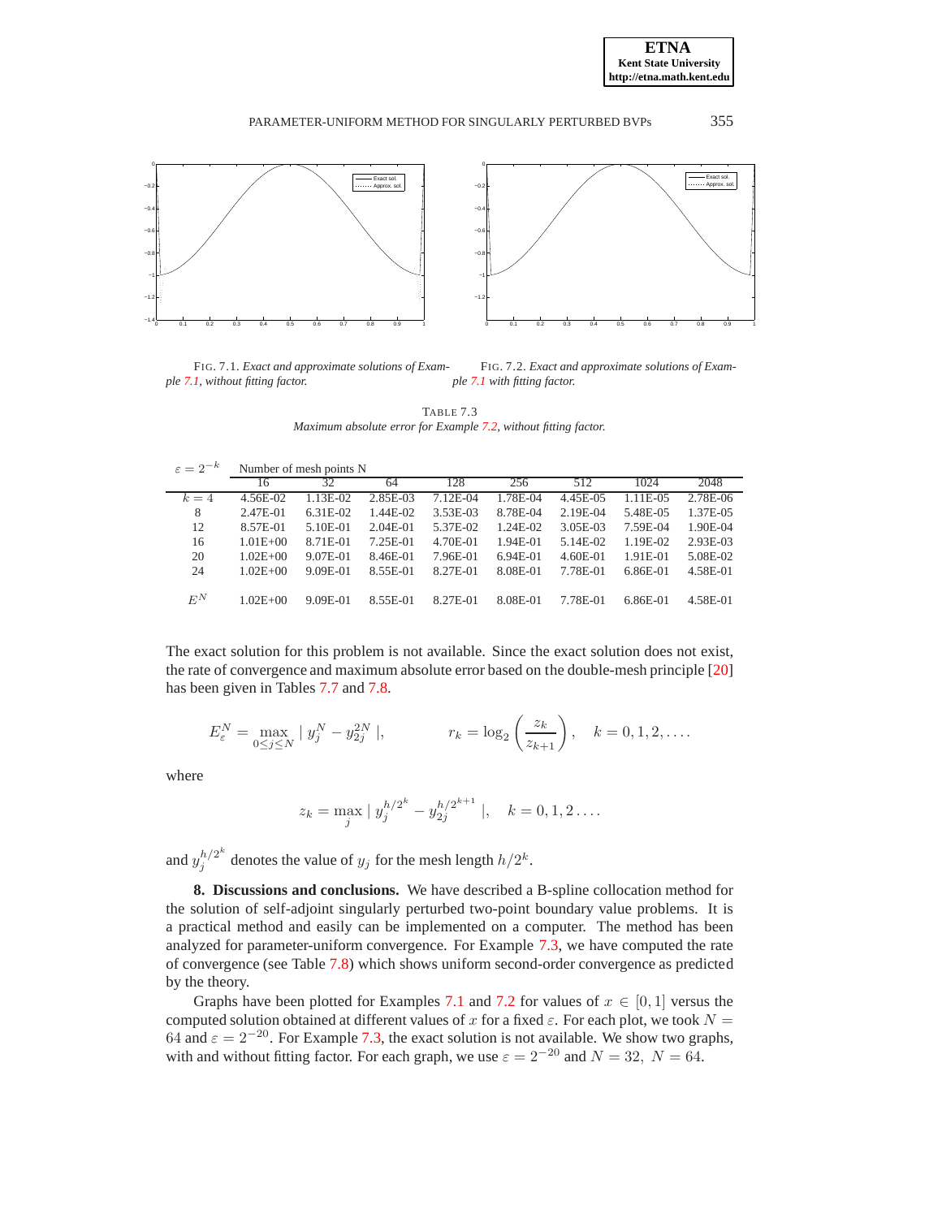FIG. 7.1. *Exact and approximate solutions of Example 7.1, without fitting factor.*

FIG. 7.2. *Exact and approximate solutions of Example 7.1 with fitting factor.*

TABLE 7.3
*Maximum absolute error for Example 7.2, without fitting factor.*

| $\varepsilon = 2^{-k}$ | Number of mesh points N | | | | | | | |
|---|---|---|---|---|---|---|---|---|
| | 16 | 32 | 64 | 128 | 256 | 512 | 1024 | 2048 |
| $k = 4$ | 4.56E-02 | 1.13E-02 | 2.85E-03 | 7.12E-04 | 1.78E-04 | 4.45E-05 | 1.11E-05 | 2.78E-06 |
| 8 | 2.47E-01 | 6.31E-02 | 1.44E-02 | 3.53E-03 | 8.78E-04 | 2.19E-04 | 5.48E-05 | 1.37E-05 |
| 12 | 8.57E-01 | 5.10E-01 | 2.04E-01 | 5.37E-02 | 1.24E-02 | 3.05E-03 | 7.59E-04 | 1.90E-04 |
| 16 | 1.01E+00 | 8.71E-01 | 7.25E-01 | 4.70E-01 | 1.94E-01 | 5.14E-02 | 1.19E-02 | 2.93E-03 |
| 20 | 1.02E+00 | 9.07E-01 | 8.46E-01 | 7.96E-01 | 6.94E-01 | 4.60E-01 | 1.91E-01 | 5.08E-02 |
| 24 | 1.02E+00 | 9.09E-01 | 8.55E-01 | 8.27E-01 | 8.08E-01 | 7.78E-01 | 6.86E-01 | 4.58E-01 |
| $E^N$ | 1.02E+00 | 9.09E-01 | 8.55E-01 | 8.27E-01 | 8.08E-01 | 7.78E-01 | 6.86E-01 | 4.58E-01 |

The exact solution for this problem is not available. Since the exact solution does not exist, the rate of convergence and maximum absolute error based on the double-mesh principle [20] has been given in Tables 7.7 and 7.8.

$$E_{\varepsilon}^{N} = \max_{0 \le j \le N} |\ y_j^N - y_{2j}^{2N}\ |, \qquad r_k = \log_2\left(\frac{z_k}{z_{k+1}}\right), \quad k = 0, 1, 2, \ldots.$$

where

$$z_k = \max_j |\ y_j^{h/2^k} - y_{2j}^{h/2^{k+1}}\ |, \quad k = 0, 1, 2 \ldots.$$

and $y_j^{h/2^k}$ denotes the value of $y_j$ for the mesh length $h/2^k$.

**8. Discussions and conclusions.** We have described a B-spline collocation method for the solution of self-adjoint singularly perturbed two-point boundary value problems. It is a practical method and easily can be implemented on a computer. The method has been analyzed for parameter-uniform convergence. For Example 7.3, we have computed the rate of convergence (see Table 7.8) which shows uniform second-order convergence as predicted by the theory.

Graphs have been plotted for Examples 7.1 and 7.2 for values of $x \in [0, 1]$ versus the computed solution obtained at different values of $x$ for a fixed $\varepsilon$. For each plot, we took $N = 64$ and $\varepsilon = 2^{-20}$. For Example 7.3, the exact solution is not available. We show two graphs, with and without fitting factor. For each graph, we use $\varepsilon = 2^{-20}$ and $N = 32,\ N = 64$.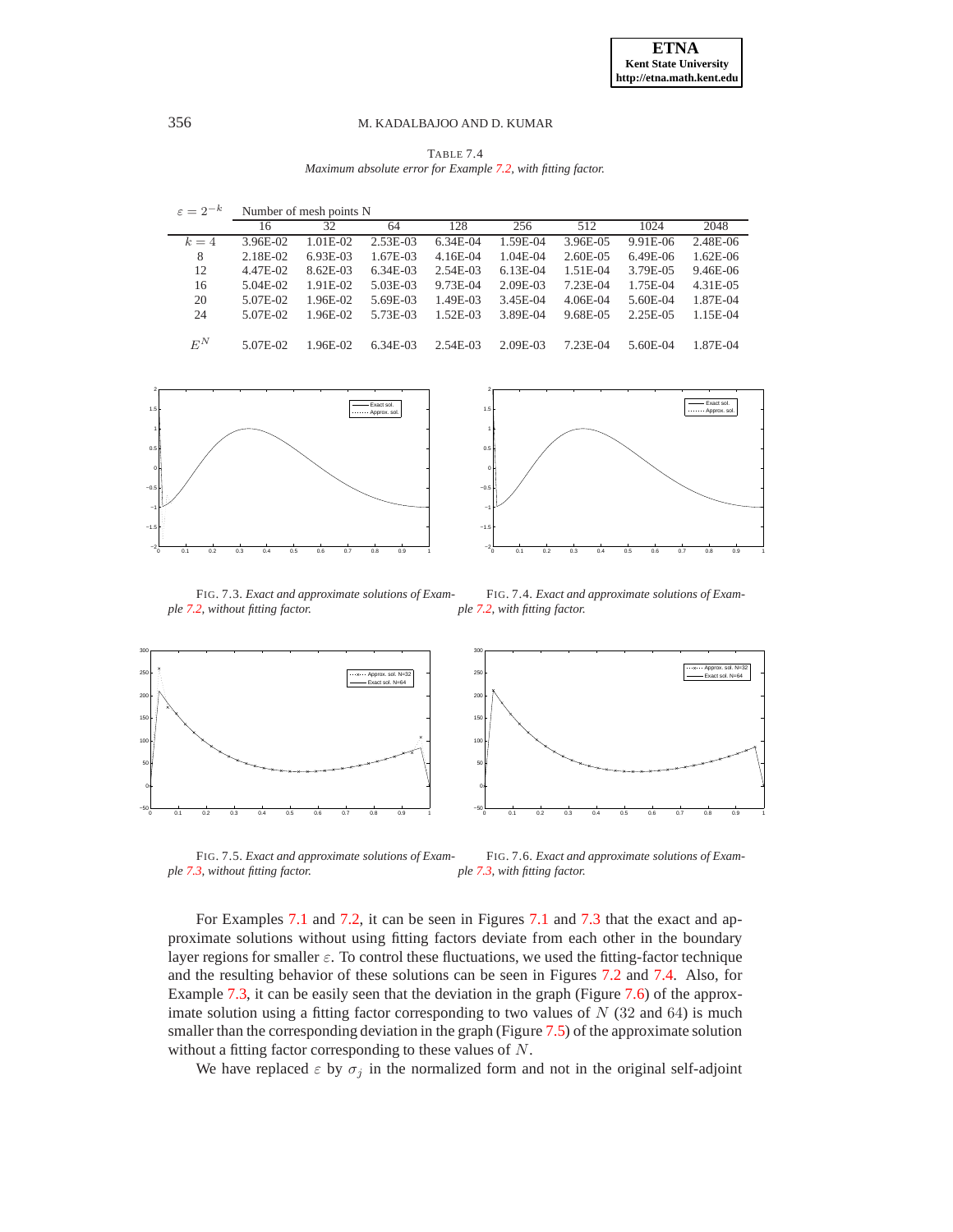TABLE 7.4
*Maximum absolute error for Example 7.2, with fitting factor.*

| $\varepsilon = 2^{-k}$ | Number of mesh points N | | | | | | | |
|---|---|---|---|---|---|---|---|---|
| | 16 | 32 | 64 | 128 | 256 | 512 | 1024 | 2048 |
| $k = 4$ | 3.96E-02 | 1.01E-02 | 2.53E-03 | 6.34E-04 | 1.59E-04 | 3.96E-05 | 9.91E-06 | 2.48E-06 |
| 8 | 2.18E-02 | 6.93E-03 | 1.67E-03 | 4.16E-04 | 1.04E-04 | 2.60E-05 | 6.49E-06 | 1.62E-06 |
| 12 | 4.47E-02 | 8.62E-03 | 6.34E-03 | 2.54E-03 | 6.13E-04 | 1.51E-04 | 3.79E-05 | 9.46E-06 |
| 16 | 5.04E-02 | 1.91E-02 | 5.03E-03 | 9.73E-04 | 2.09E-03 | 7.23E-04 | 1.75E-04 | 4.31E-05 |
| 20 | 5.07E-02 | 1.96E-02 | 5.69E-03 | 1.49E-03 | 3.45E-04 | 4.06E-04 | 5.60E-04 | 1.87E-04 |
| 24 | 5.07E-02 | 1.96E-02 | 5.73E-03 | 1.52E-03 | 3.89E-04 | 9.68E-05 | 2.25E-05 | 1.15E-04 |
| $E^N$ | 5.07E-02 | 1.96E-02 | 6.34E-03 | 2.54E-03 | 2.09E-03 | 7.23E-04 | 5.60E-04 | 1.87E-04 |

FIG. 7.3. *Exact and approximate solutions of Example 7.2, without fitting factor.*

FIG. 7.4. *Exact and approximate solutions of Example 7.2, with fitting factor.*

FIG. 7.5. *Exact and approximate solutions of Example 7.3, without fitting factor.*

FIG. 7.6. *Exact and approximate solutions of Example 7.3, with fitting factor.*

For Examples 7.1 and 7.2, it can be seen in Figures 7.1 and 7.3 that the exact and approximate solutions without using fitting factors deviate from each other in the boundary layer regions for smaller $\varepsilon$. To control these fluctuations, we used the fitting-factor technique and the resulting behavior of these solutions can be seen in Figures 7.2 and 7.4. Also, for Example 7.3, it can be easily seen that the deviation in the graph (Figure 7.6) of the approximate solution using a fitting factor corresponding to two values of $N$ (32 and 64) is much smaller than the corresponding deviation in the graph (Figure 7.5) of the approximate solution without a fitting factor corresponding to these values of $N$.

We have replaced $\varepsilon$ by $\sigma_j$ in the normalized form and not in the original self-adjoint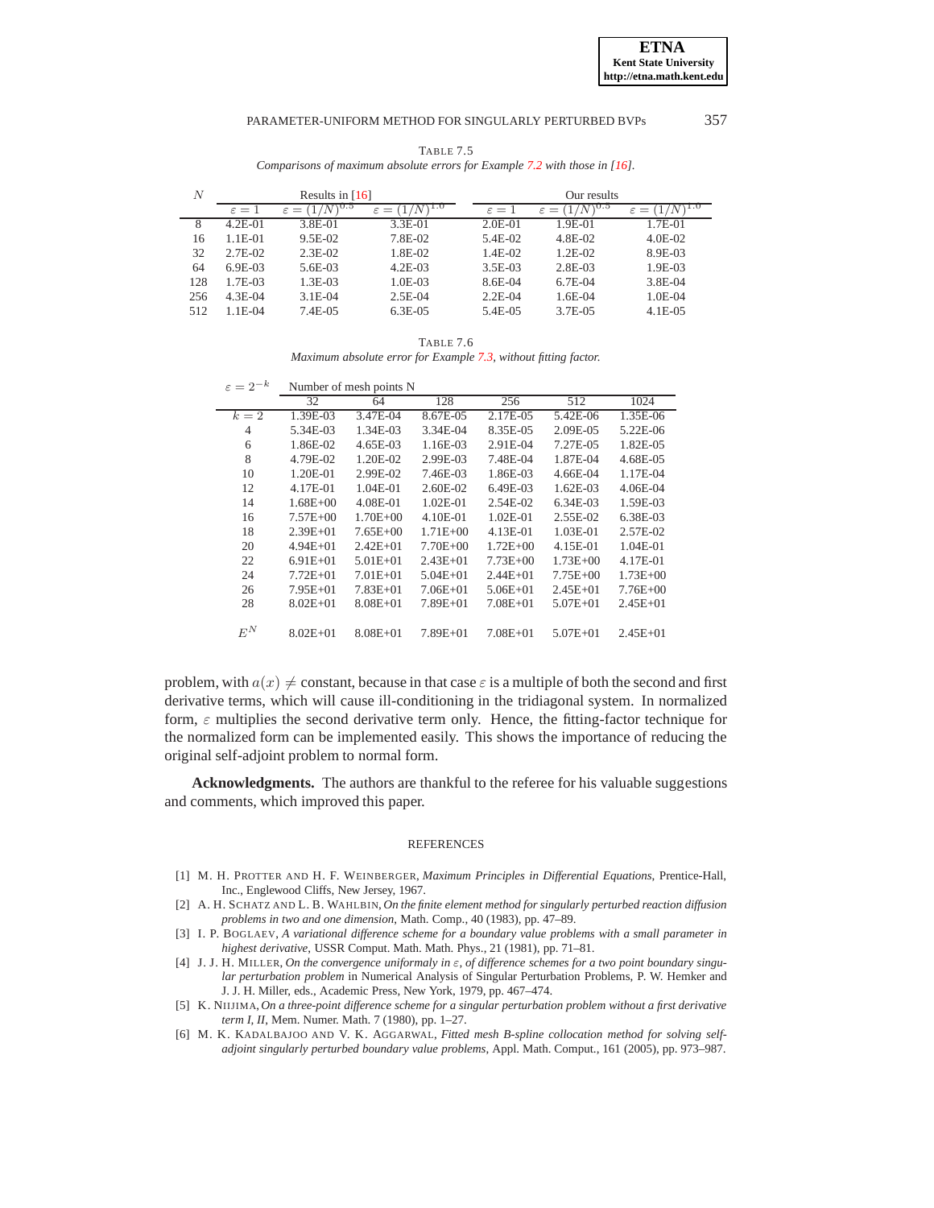TABLE 7.5

*Comparisons of maximum absolute errors for Example 7.2 with those in [16].*

| $N$ | Results in [16] | | | Our results | | |
|---|---|---|---|---|---|---|
| | $\varepsilon = 1$ | $\varepsilon = (1/N)^{0.5}$ | $\varepsilon = (1/N)^{1.0}$ | $\varepsilon = 1$ | $\varepsilon = (1/N)^{0.5}$ | $\varepsilon = (1/N)^{1.0}$ |
| 8 | 4.2E-01 | 3.8E-01 | 3.3E-01 | 2.0E-01 | 1.9E-01 | 1.7E-01 |
| 16 | 1.1E-01 | 9.5E-02 | 7.8E-02 | 5.4E-02 | 4.8E-02 | 4.0E-02 |
| 32 | 2.7E-02 | 2.3E-02 | 1.8E-02 | 1.4E-02 | 1.2E-02 | 8.9E-03 |
| 64 | 6.9E-03 | 5.6E-03 | 4.2E-03 | 3.5E-03 | 2.8E-03 | 1.9E-03 |
| 128 | 1.7E-03 | 1.3E-03 | 1.0E-03 | 8.6E-04 | 6.7E-04 | 3.8E-04 |
| 256 | 4.3E-04 | 3.1E-04 | 2.5E-04 | 2.2E-04 | 1.6E-04 | 1.0E-04 |
| 512 | 1.1E-04 | 7.4E-05 | 6.3E-05 | 5.4E-05 | 3.7E-05 | 4.1E-05 |

TABLE 7.6

*Maximum absolute error for Example 7.3, without fitting factor.*

| $\varepsilon = 2^{-k}$ | Number of mesh points N | | | | | |
|---|---|---|---|---|---|---|
| | 32 | 64 | 128 | 256 | 512 | 1024 |
| $k = 2$ | 1.39E-03 | 3.47E-04 | 8.67E-05 | 2.17E-05 | 5.42E-06 | 1.35E-06 |
| 4 | 5.34E-03 | 1.34E-03 | 3.34E-04 | 8.35E-05 | 2.09E-05 | 5.22E-06 |
| 6 | 1.86E-02 | 4.65E-03 | 1.16E-03 | 2.91E-04 | 7.27E-05 | 1.82E-05 |
| 8 | 4.79E-02 | 1.20E-02 | 2.99E-03 | 7.48E-04 | 1.87E-04 | 4.68E-05 |
| 10 | 1.20E-01 | 2.99E-02 | 7.46E-03 | 1.86E-03 | 4.66E-04 | 1.17E-04 |
| 12 | 4.17E-01 | 1.04E-01 | 2.60E-02 | 6.49E-03 | 1.62E-03 | 4.06E-04 |
| 14 | 1.68E+00 | 4.08E-01 | 1.02E-01 | 2.54E-02 | 6.34E-03 | 1.59E-03 |
| 16 | 7.57E+00 | 1.70E+00 | 4.10E-01 | 1.02E-01 | 2.55E-02 | 6.38E-03 |
| 18 | 2.39E+01 | 7.65E+00 | 1.71E+00 | 4.13E-01 | 1.03E-01 | 2.57E-02 |
| 20 | 4.94E+01 | 2.42E+01 | 7.70E+00 | 1.72E+00 | 4.15E-01 | 1.04E-01 |
| 22 | 6.91E+01 | 5.01E+01 | 2.43E+01 | 7.73E+00 | 1.73E+00 | 4.17E-01 |
| 24 | 7.72E+01 | 7.01E+01 | 5.04E+01 | 2.44E+01 | 7.75E+00 | 1.73E+00 |
| 26 | 7.95E+01 | 7.83E+01 | 7.06E+01 | 5.06E+01 | 2.45E+01 | 7.76E+00 |
| 28 | 8.02E+01 | 8.08E+01 | 7.89E+01 | 7.08E+01 | 5.07E+01 | 2.45E+01 |
| $E^N$ | 8.02E+01 | 8.08E+01 | 7.89E+01 | 7.08E+01 | 5.07E+01 | 2.45E+01 |

problem, with $a(x) \neq$ constant, because in that case $\varepsilon$ is a multiple of both the second and first derivative terms, which will cause ill-conditioning in the tridiagonal system. In normalized form, $\varepsilon$ multiplies the second derivative term only. Hence, the fitting-factor technique for the normalized form can be implemented easily. This shows the importance of reducing the original self-adjoint problem to normal form.

**Acknowledgments.** The authors are thankful to the referee for his valuable suggestions and comments, which improved this paper.

## REFERENCES

[1] M. H. PROTTER AND H. F. WEINBERGER, *Maximum Principles in Differential Equations*, Prentice-Hall, Inc., Englewood Cliffs, New Jersey, 1967.

[2] A. H. SCHATZ AND L. B. WAHLBIN, *On the finite element method for singularly perturbed reaction diffusion problems in two and one dimension*, Math. Comp., 40 (1983), pp. 47–89.

[3] I. P. BOGLAEV, *A variational difference scheme for a boundary value problems with a small parameter in highest derivative*, USSR Comput. Math. Math. Phys., 21 (1981), pp. 71–81.

[4] J. J. H. MILLER, *On the convergence uniformaly in $\varepsilon$, of difference schemes for a two point boundary singular perturbation problem* in Numerical Analysis of Singular Perturbation Problems, P. W. Hemker and J. J. H. Miller, eds., Academic Press, New York, 1979, pp. 467–474.

[5] K. NIIJIMA, *On a three-point difference scheme for a singular perturbation problem without a first derivative term I, II*, Mem. Numer. Math. 7 (1980), pp. 1–27.

[6] M. K. KADALBAJOO AND V. K. AGGARWAL, *Fitted mesh B-spline collocation method for solving self-adjoint singularly perturbed boundary value problems*, Appl. Math. Comput., 161 (2005), pp. 973–987.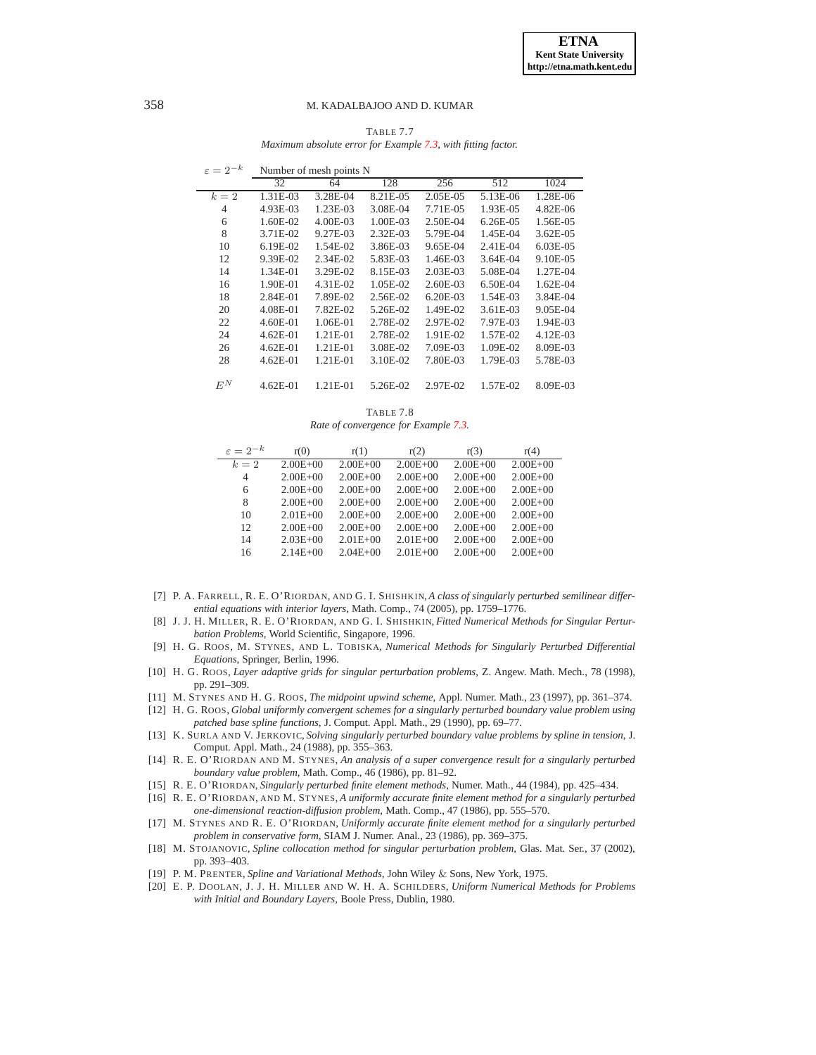TABLE 7.7

*Maximum absolute error for Example 7.3, with fitting factor.*

| $\varepsilon = 2^{-k}$ | Number of mesh points N | | | | | |
|---|---|---|---|---|---|---|
| | 32 | 64 | 128 | 256 | 512 | 1024 |
| $k = 2$ | 1.31E-03 | 3.28E-04 | 8.21E-05 | 2.05E-05 | 5.13E-06 | 1.28E-06 |
| 4 | 4.93E-03 | 1.23E-03 | 3.08E-04 | 7.71E-05 | 1.93E-05 | 4.82E-06 |
| 6 | 1.60E-02 | 4.00E-03 | 1.00E-03 | 2.50E-04 | 6.26E-05 | 1.56E-05 |
| 8 | 3.71E-02 | 9.27E-03 | 2.32E-03 | 5.79E-04 | 1.45E-04 | 3.62E-05 |
| 10 | 6.19E-02 | 1.54E-02 | 3.86E-03 | 9.65E-04 | 2.41E-04 | 6.03E-05 |
| 12 | 9.39E-02 | 2.34E-02 | 5.83E-03 | 1.46E-03 | 3.64E-04 | 9.10E-05 |
| 14 | 1.34E-01 | 3.29E-02 | 8.15E-03 | 2.03E-03 | 5.08E-04 | 1.27E-04 |
| 16 | 1.90E-01 | 4.31E-02 | 1.05E-02 | 2.60E-03 | 6.50E-04 | 1.62E-04 |
| 18 | 2.84E-01 | 7.89E-02 | 2.56E-02 | 6.20E-03 | 1.54E-03 | 3.84E-04 |
| 20 | 4.08E-01 | 7.82E-02 | 5.26E-02 | 1.49E-02 | 3.61E-03 | 9.05E-04 |
| 22 | 4.60E-01 | 1.06E-01 | 2.78E-02 | 2.97E-02 | 7.97E-03 | 1.94E-03 |
| 24 | 4.62E-01 | 1.21E-01 | 2.78E-02 | 1.91E-02 | 1.57E-02 | 4.12E-03 |
| 26 | 4.62E-01 | 1.21E-01 | 3.08E-02 | 7.09E-03 | 1.09E-02 | 8.09E-03 |
| 28 | 4.62E-01 | 1.21E-01 | 3.10E-02 | 7.80E-03 | 1.79E-03 | 5.78E-03 |
| $E^N$ | 4.62E-01 | 1.21E-01 | 5.26E-02 | 2.97E-02 | 1.57E-02 | 8.09E-03 |

TABLE 7.8

*Rate of convergence for Example 7.3.*

| $\varepsilon = 2^{-k}$ | r(0) | r(1) | r(2) | r(3) | r(4) |
|---|---|---|---|---|---|
| $k = 2$ | 2.00E+00 | 2.00E+00 | 2.00E+00 | 2.00E+00 | 2.00E+00 |
| 4 | 2.00E+00 | 2.00E+00 | 2.00E+00 | 2.00E+00 | 2.00E+00 |
| 6 | 2.00E+00 | 2.00E+00 | 2.00E+00 | 2.00E+00 | 2.00E+00 |
| 8 | 2.00E+00 | 2.00E+00 | 2.00E+00 | 2.00E+00 | 2.00E+00 |
| 10 | 2.01E+00 | 2.00E+00 | 2.00E+00 | 2.00E+00 | 2.00E+00 |
| 12 | 2.00E+00 | 2.00E+00 | 2.00E+00 | 2.00E+00 | 2.00E+00 |
| 14 | 2.03E+00 | 2.01E+00 | 2.01E+00 | 2.00E+00 | 2.00E+00 |
| 16 | 2.14E+00 | 2.04E+00 | 2.01E+00 | 2.00E+00 | 2.00E+00 |

[7] P. A. FARRELL, R. E. O'RIORDAN, AND G. I. SHISHKIN, *A class of singularly perturbed semilinear differential equations with interior layers*, Math. Comp., 74 (2005), pp. 1759–1776.

[8] J. J. H. MILLER, R. E. O'RIORDAN, AND G. I. SHISHKIN, *Fitted Numerical Methods for Singular Perturbation Problems*, World Scientific, Singapore, 1996.

[9] H. G. ROOS, M. STYNES, AND L. TOBISKA, *Numerical Methods for Singularly Perturbed Differential Equations*, Springer, Berlin, 1996.

[10] H. G. ROOS, *Layer adaptive grids for singular perturbation problems*, Z. Angew. Math. Mech., 78 (1998), pp. 291–309.

[11] M. STYNES AND H. G. ROOS, *The midpoint upwind scheme*, Appl. Numer. Math., 23 (1997), pp. 361–374.

[12] H. G. ROOS, *Global uniformly convergent schemes for a singularly perturbed boundary value problem using patched base spline functions*, J. Comput. Appl. Math., 29 (1990), pp. 69–77.

[13] K. SURLA AND V. JERKOVIC, *Solving singularly perturbed boundary value problems by spline in tension*, J. Comput. Appl. Math., 24 (1988), pp. 355–363.

[14] R. E. O'RIORDAN AND M. STYNES, *An analysis of a super convergence result for a singularly perturbed boundary value problem*, Math. Comp., 46 (1986), pp. 81–92.

[15] R. E. O'RIORDAN, *Singularly perturbed finite element methods*, Numer. Math., 44 (1984), pp. 425–434.

[16] R. E. O'RIORDAN, AND M. STYNES, *A uniformly accurate finite element method for a singularly perturbed one-dimensional reaction-diffusion problem*, Math. Comp., 47 (1986), pp. 555–570.

[17] M. STYNES AND R. E. O'RIORDAN, *Uniformly accurate finite element method for a singularly perturbed problem in conservative form*, SIAM J. Numer. Anal., 23 (1986), pp. 369–375.

[18] M. STOJANOVIC, *Spline collocation method for singular perturbation problem*, Glas. Mat. Ser., 37 (2002), pp. 393–403.

[19] P. M. PRENTER, *Spline and Variational Methods*, John Wiley & Sons, New York, 1975.

[20] E. P. DOOLAN, J. J. H. MILLER AND W. H. A. SCHILDERS, *Uniform Numerical Methods for Problems with Initial and Boundary Layers*, Boole Press, Dublin, 1980.